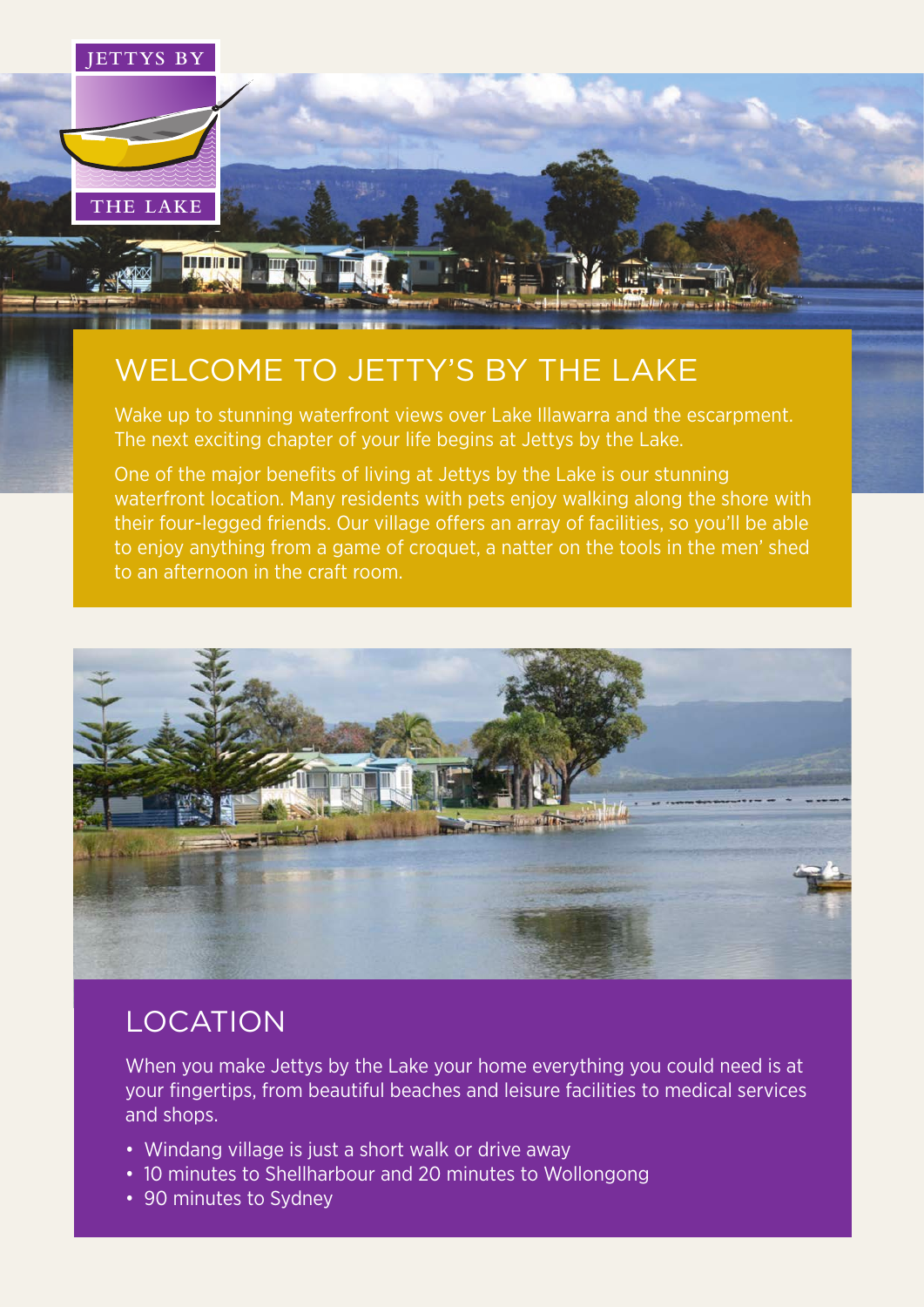JETTYS BY THE LAKE

# WELCOME TO JETTY'S BY THE LAKE

Wake up to stunning waterfront views over Lake Illawarra and the escarpment. The next exciting chapter of your life begins at Jettys by the Lake.

One of the major benefits of living at Jettys by the Lake is our stunning waterfront location. Many residents with pets enjoy walking along the shore with their four-legged friends. Our village offers an array of facilities, so you'll be able to enjoy anything from a game of croquet, a natter on the tools in the men' shed to an afternoon in the craft room.

## LOCATION

When you make Jettys by the Lake your home everything you could need is at your fingertips, from beautiful beaches and leisure facilities to medical services and shops.

- Windang village is just a short walk or drive away
- 10 minutes to Shellharbour and 20 minutes to Wollongong
- 90 minutes to Sydney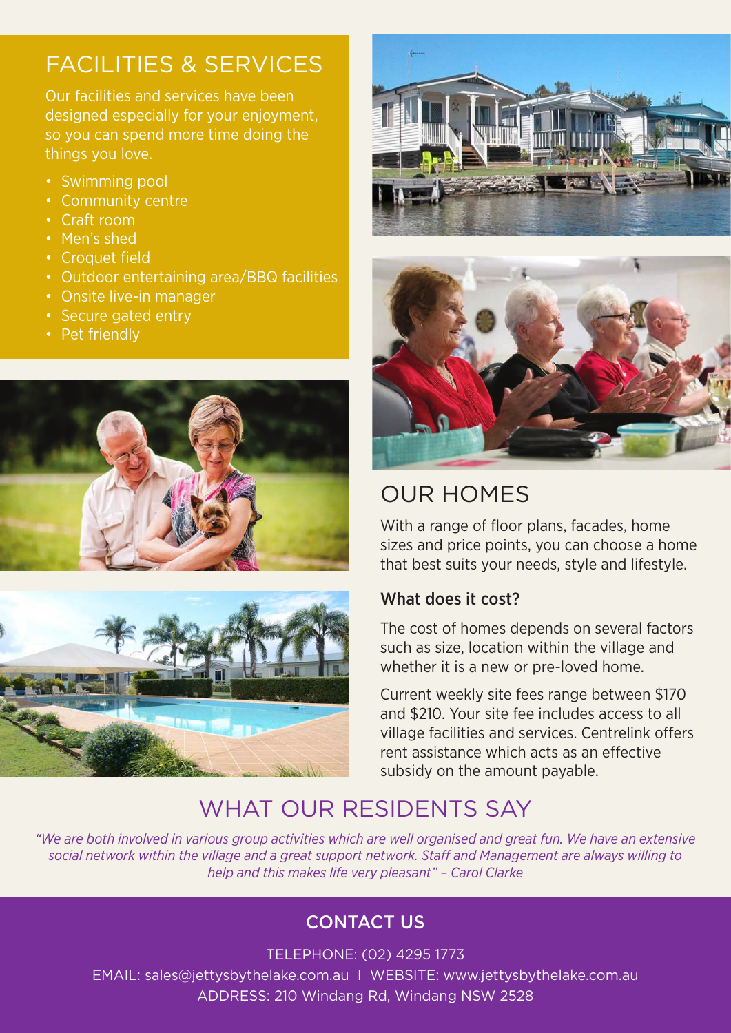## FACILITIES & SERVICES

Our facilities and services have been designed especially for your enjoyment, so you can spend more time doing the things you love.

- Swimming pool
- Community centre
- Craft room
- Men's shed
- Croquet field
- Outdoor entertaining area/BBQ facilities
- Onsite live-in manager
- Secure gated entry
- Pet friendly

## OUR HOMES

With a range of floor plans, facades, home sizes and price points, you can choose a home that best suits your needs, style and lifestyle.

### What does it cost?

The cost of homes depends on several factors such as size, location within the village and whether it is a new or pre-loved home.

Current weekly site fees range between $170 and $210. Your site fee includes access to all village facilities and services. Centrelink offers rent assistance which acts as an effective subsidy on the amount payable.

## WHAT OUR RESIDENTS SAY

*"We are both involved in various group activities which are well organised and great fun. We have an extensive social network within the village and a great support network. Staff and Management are always willing to help and this makes life very pleasant" – Carol Clarke*

### CONTACT US

TELEPHONE: (02) 4295 1773

EMAIL: sales@jettysbythelake.com.au I WEBSITE: www.jettysbythelake.com.au

ADDRESS: 210 Windang Rd, Windang NSW 2528